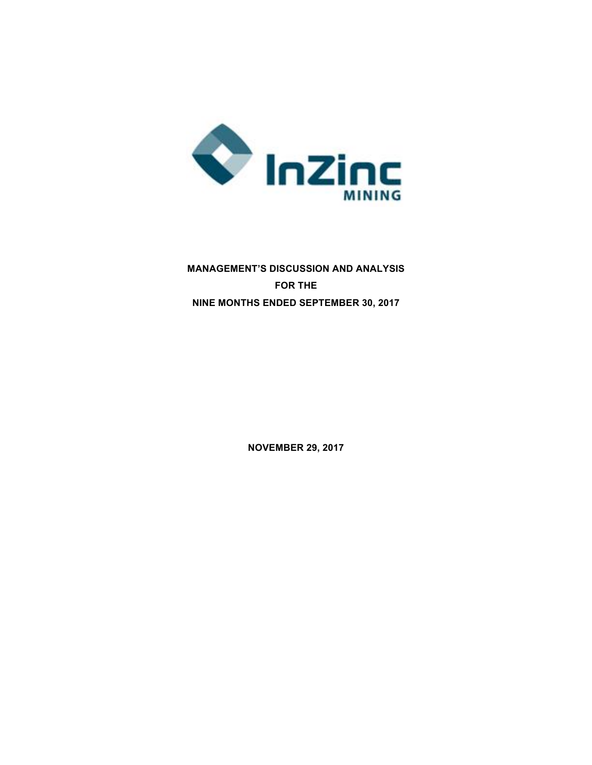InZinc
MINING

**MANAGEMENT'S DISCUSSION AND ANALYSIS**

**FOR THE**

**NINE MONTHS ENDED SEPTEMBER 30, 2017**

**NOVEMBER 29, 2017**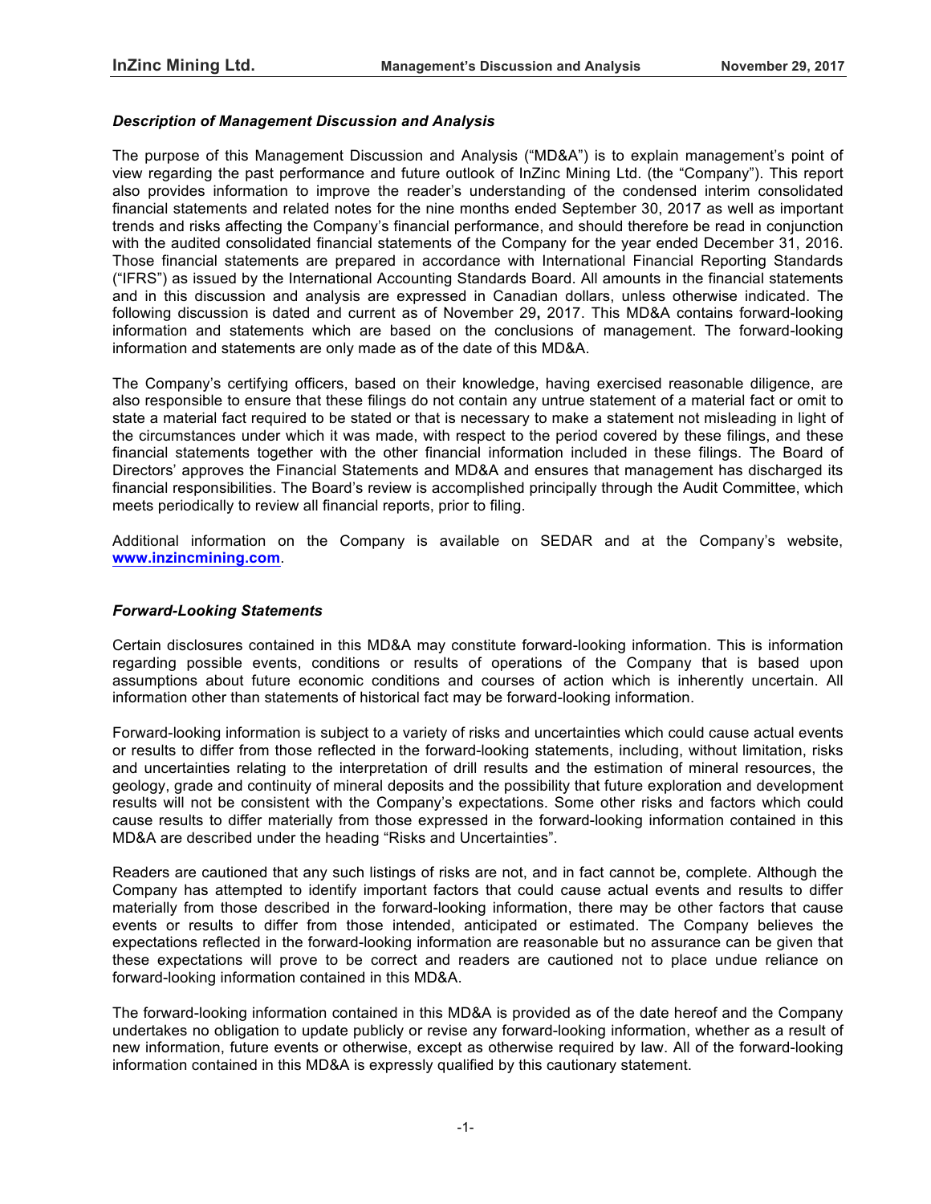### *Description of Management Discussion and Analysis*

The purpose of this Management Discussion and Analysis ("MD&A") is to explain management's point of view regarding the past performance and future outlook of InZinc Mining Ltd. (the "Company"). This report also provides information to improve the reader's understanding of the condensed interim consolidated financial statements and related notes for the nine months ended September 30, 2017 as well as important trends and risks affecting the Company's financial performance, and should therefore be read in conjunction with the audited consolidated financial statements of the Company for the year ended December 31, 2016. Those financial statements are prepared in accordance with International Financial Reporting Standards ("IFRS") as issued by the International Accounting Standards Board. All amounts in the financial statements and in this discussion and analysis are expressed in Canadian dollars, unless otherwise indicated. The following discussion is dated and current as of November 29**,** 2017. This MD&A contains forward-looking information and statements which are based on the conclusions of management. The forward-looking information and statements are only made as of the date of this MD&A.

The Company's certifying officers, based on their knowledge, having exercised reasonable diligence, are also responsible to ensure that these filings do not contain any untrue statement of a material fact or omit to state a material fact required to be stated or that is necessary to make a statement not misleading in light of the circumstances under which it was made, with respect to the period covered by these filings, and these financial statements together with the other financial information included in these filings. The Board of Directors' approves the Financial Statements and MD&A and ensures that management has discharged its financial responsibilities. The Board's review is accomplished principally through the Audit Committee, which meets periodically to review all financial reports, prior to filing.

Additional information on the Company is available on SEDAR and at the Company's website, **www.inzincmining.com**.

### *Forward-Looking Statements*

Certain disclosures contained in this MD&A may constitute forward-looking information. This is information regarding possible events, conditions or results of operations of the Company that is based upon assumptions about future economic conditions and courses of action which is inherently uncertain. All information other than statements of historical fact may be forward-looking information.

Forward-looking information is subject to a variety of risks and uncertainties which could cause actual events or results to differ from those reflected in the forward-looking statements, including, without limitation, risks and uncertainties relating to the interpretation of drill results and the estimation of mineral resources, the geology, grade and continuity of mineral deposits and the possibility that future exploration and development results will not be consistent with the Company's expectations. Some other risks and factors which could cause results to differ materially from those expressed in the forward-looking information contained in this MD&A are described under the heading "Risks and Uncertainties".

Readers are cautioned that any such listings of risks are not, and in fact cannot be, complete. Although the Company has attempted to identify important factors that could cause actual events and results to differ materially from those described in the forward-looking information, there may be other factors that cause events or results to differ from those intended, anticipated or estimated. The Company believes the expectations reflected in the forward-looking information are reasonable but no assurance can be given that these expectations will prove to be correct and readers are cautioned not to place undue reliance on forward-looking information contained in this MD&A.

The forward-looking information contained in this MD&A is provided as of the date hereof and the Company undertakes no obligation to update publicly or revise any forward-looking information, whether as a result of new information, future events or otherwise, except as otherwise required by law. All of the forward-looking information contained in this MD&A is expressly qualified by this cautionary statement.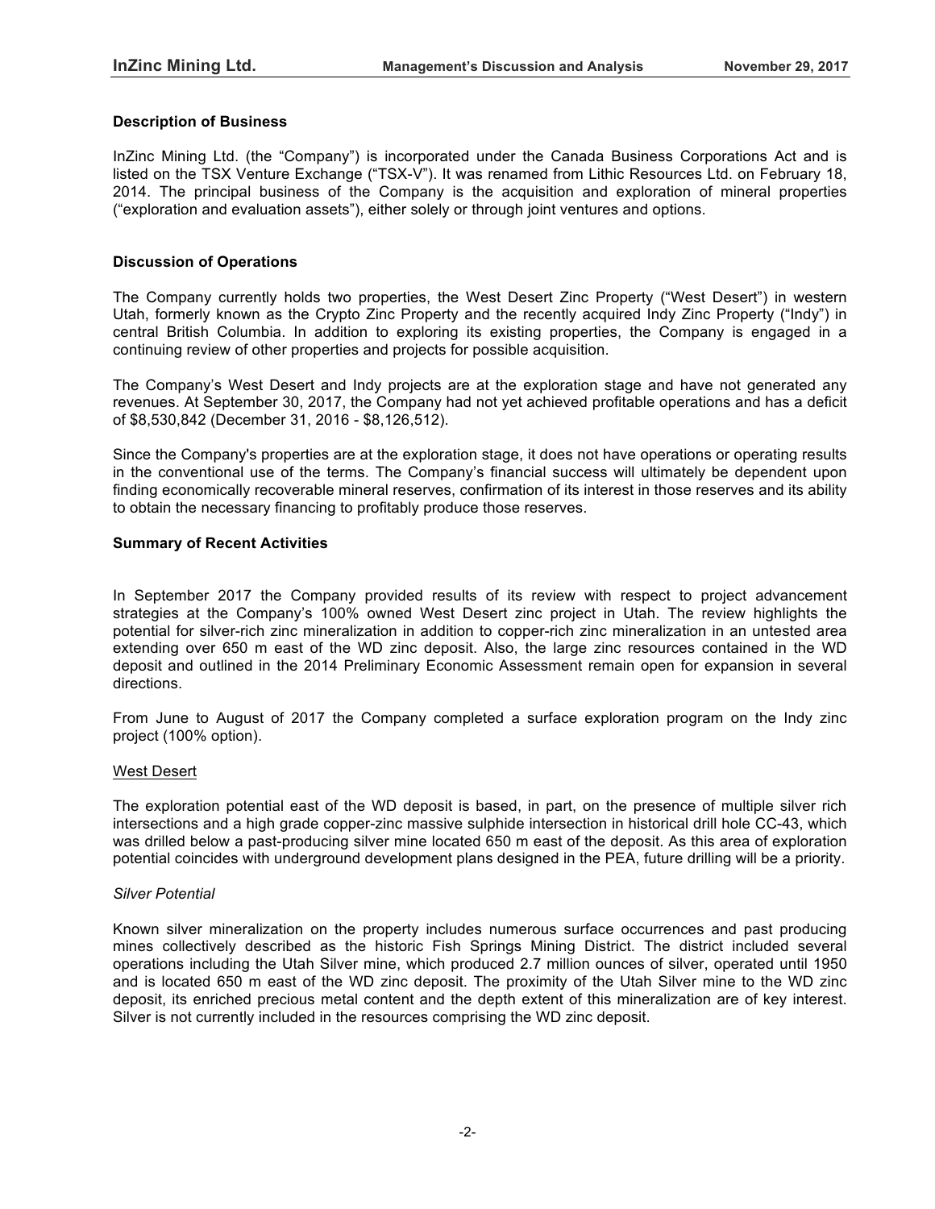## Description of Business

InZinc Mining Ltd. (the "Company") is incorporated under the Canada Business Corporations Act and is listed on the TSX Venture Exchange ("TSX-V"). It was renamed from Lithic Resources Ltd. on February 18, 2014. The principal business of the Company is the acquisition and exploration of mineral properties ("exploration and evaluation assets"), either solely or through joint ventures and options.

## Discussion of Operations

The Company currently holds two properties, the West Desert Zinc Property ("West Desert") in western Utah, formerly known as the Crypto Zinc Property and the recently acquired Indy Zinc Property ("Indy") in central British Columbia. In addition to exploring its existing properties, the Company is engaged in a continuing review of other properties and projects for possible acquisition.

The Company's West Desert and Indy projects are at the exploration stage and have not generated any revenues. At September 30, 2017, the Company had not yet achieved profitable operations and has a deficit of $8,530,842 (December 31, 2016 - $8,126,512).

Since the Company's properties are at the exploration stage, it does not have operations or operating results in the conventional use of the terms. The Company's financial success will ultimately be dependent upon finding economically recoverable mineral reserves, confirmation of its interest in those reserves and its ability to obtain the necessary financing to profitably produce those reserves.

## Summary of Recent Activities

In September 2017 the Company provided results of its review with respect to project advancement strategies at the Company's 100% owned West Desert zinc project in Utah. The review highlights the potential for silver-rich zinc mineralization in addition to copper-rich zinc mineralization in an untested area extending over 650 m east of the WD zinc deposit. Also, the large zinc resources contained in the WD deposit and outlined in the 2014 Preliminary Economic Assessment remain open for expansion in several directions.

From June to August of 2017 the Company completed a surface exploration program on the Indy zinc project (100% option).

### West Desert

The exploration potential east of the WD deposit is based, in part, on the presence of multiple silver rich intersections and a high grade copper-zinc massive sulphide intersection in historical drill hole CC-43, which was drilled below a past-producing silver mine located 650 m east of the deposit. As this area of exploration potential coincides with underground development plans designed in the PEA, future drilling will be a priority.

*Silver Potential*

Known silver mineralization on the property includes numerous surface occurrences and past producing mines collectively described as the historic Fish Springs Mining District. The district included several operations including the Utah Silver mine, which produced 2.7 million ounces of silver, operated until 1950 and is located 650 m east of the WD zinc deposit. The proximity of the Utah Silver mine to the WD zinc deposit, its enriched precious metal content and the depth extent of this mineralization are of key interest. Silver is not currently included in the resources comprising the WD zinc deposit.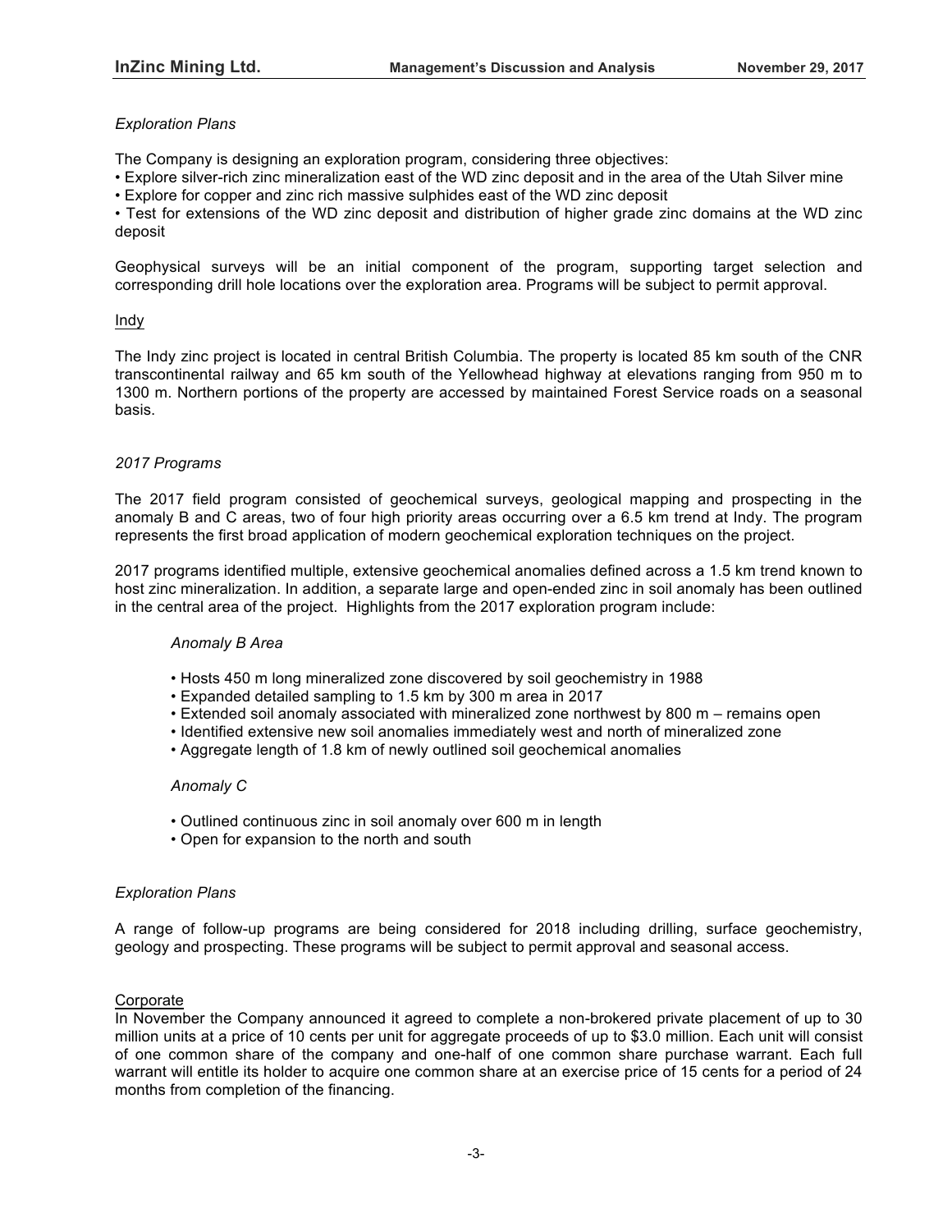*Exploration Plans*

The Company is designing an exploration program, considering three objectives:

- Explore silver-rich zinc mineralization east of the WD zinc deposit and in the area of the Utah Silver mine
- Explore for copper and zinc rich massive sulphides east of the WD zinc deposit
- Test for extensions of the WD zinc deposit and distribution of higher grade zinc domains at the WD zinc deposit

Geophysical surveys will be an initial component of the program, supporting target selection and corresponding drill hole locations over the exploration area. Programs will be subject to permit approval.

## Indy

The Indy zinc project is located in central British Columbia. The property is located 85 km south of the CNR transcontinental railway and 65 km south of the Yellowhead highway at elevations ranging from 950 m to 1300 m. Northern portions of the property are accessed by maintained Forest Service roads on a seasonal basis.

*2017 Programs*

The 2017 field program consisted of geochemical surveys, geological mapping and prospecting in the anomaly B and C areas, two of four high priority areas occurring over a 6.5 km trend at Indy. The program represents the first broad application of modern geochemical exploration techniques on the project.

2017 programs identified multiple, extensive geochemical anomalies defined across a 1.5 km trend known to host zinc mineralization. In addition, a separate large and open-ended zinc in soil anomaly has been outlined in the central area of the project. Highlights from the 2017 exploration program include:

*Anomaly B Area*

- Hosts 450 m long mineralized zone discovered by soil geochemistry in 1988
- Expanded detailed sampling to 1.5 km by 300 m area in 2017
- Extended soil anomaly associated with mineralized zone northwest by 800 m – remains open
- Identified extensive new soil anomalies immediately west and north of mineralized zone
- Aggregate length of 1.8 km of newly outlined soil geochemical anomalies

*Anomaly C*

- Outlined continuous zinc in soil anomaly over 600 m in length
- Open for expansion to the north and south

*Exploration Plans*

A range of follow-up programs are being considered for 2018 including drilling, surface geochemistry, geology and prospecting. These programs will be subject to permit approval and seasonal access.

## Corporate

In November the Company announced it agreed to complete a non-brokered private placement of up to 30 million units at a price of 10 cents per unit for aggregate proceeds of up to $3.0 million. Each unit will consist of one common share of the company and one-half of one common share purchase warrant. Each full warrant will entitle its holder to acquire one common share at an exercise price of 15 cents for a period of 24 months from completion of the financing.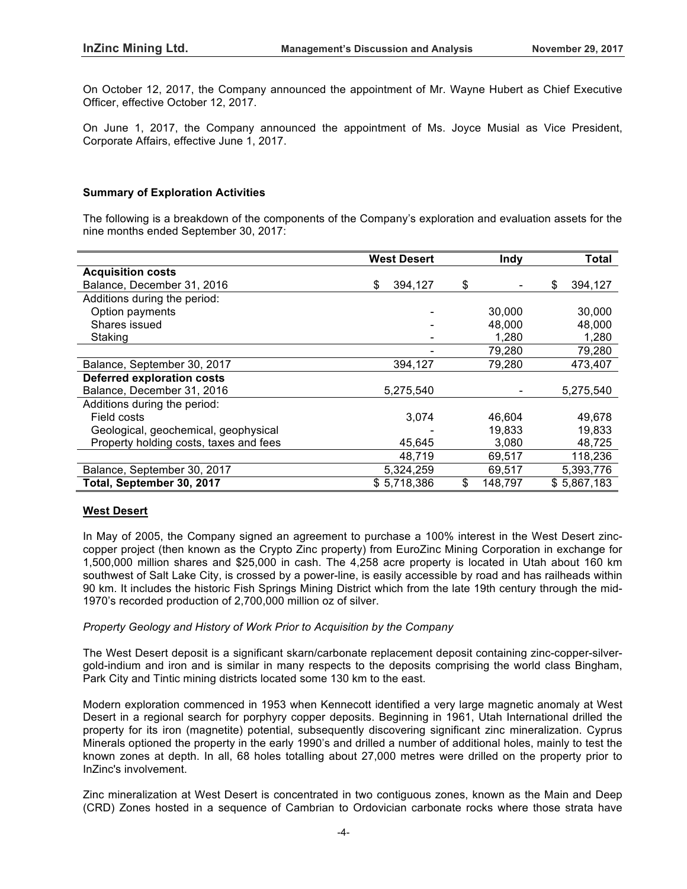On October 12, 2017, the Company announced the appointment of Mr. Wayne Hubert as Chief Executive Officer, effective October 12, 2017.

On June 1, 2017, the Company announced the appointment of Ms. Joyce Musial as Vice President, Corporate Affairs, effective June 1, 2017.

**Summary of Exploration Activities**

The following is a breakdown of the components of the Company's exploration and evaluation assets for the nine months ended September 30, 2017:

| | West Desert | Indy | Total |
|---|---|---|---|
| **Acquisition costs** | | | |
| Balance, December 31, 2016 | $ 394,127 | $ - | $ 394,127 |
| Additions during the period: | | | |
| Option payments | - | 30,000 | 30,000 |
| Shares issued | - | 48,000 | 48,000 |
| Staking | - | 1,280 | 1,280 |
| | - | 79,280 | 79,280 |
| Balance, September 30, 2017 | 394,127 | 79,280 | 473,407 |
| **Deferred exploration costs** | | | |
| Balance, December 31, 2016 | 5,275,540 | - | 5,275,540 |
| Additions during the period: | | | |
| Field costs | 3,074 | 46,604 | 49,678 |
| Geological, geochemical, geophysical | - | 19,833 | 19,833 |
| Property holding costs, taxes and fees | 45,645 | 3,080 | 48,725 |
| | 48,719 | 69,517 | 118,236 |
| Balance, September 30, 2017 | 5,324,259 | 69,517 | 5,393,776 |
| **Total, September 30, 2017** | $ 5,718,386 | $ 148,797 | $ 5,867,183 |

**West Desert**

In May of 2005, the Company signed an agreement to purchase a 100% interest in the West Desert zinc-copper project (then known as the Crypto Zinc property) from EuroZinc Mining Corporation in exchange for 1,500,000 million shares and $25,000 in cash. The 4,258 acre property is located in Utah about 160 km southwest of Salt Lake City, is crossed by a power-line, is easily accessible by road and has railheads within 90 km. It includes the historic Fish Springs Mining District which from the late 19th century through the mid-1970's recorded production of 2,700,000 million oz of silver.

*Property Geology and History of Work Prior to Acquisition by the Company*

The West Desert deposit is a significant skarn/carbonate replacement deposit containing zinc-copper-silver-gold-indium and iron and is similar in many respects to the deposits comprising the world class Bingham, Park City and Tintic mining districts located some 130 km to the east.

Modern exploration commenced in 1953 when Kennecott identified a very large magnetic anomaly at West Desert in a regional search for porphyry copper deposits. Beginning in 1961, Utah International drilled the property for its iron (magnetite) potential, subsequently discovering significant zinc mineralization. Cyprus Minerals optioned the property in the early 1990's and drilled a number of additional holes, mainly to test the known zones at depth. In all, 68 holes totalling about 27,000 metres were drilled on the property prior to InZinc's involvement.

Zinc mineralization at West Desert is concentrated in two contiguous zones, known as the Main and Deep (CRD) Zones hosted in a sequence of Cambrian to Ordovician carbonate rocks where those strata have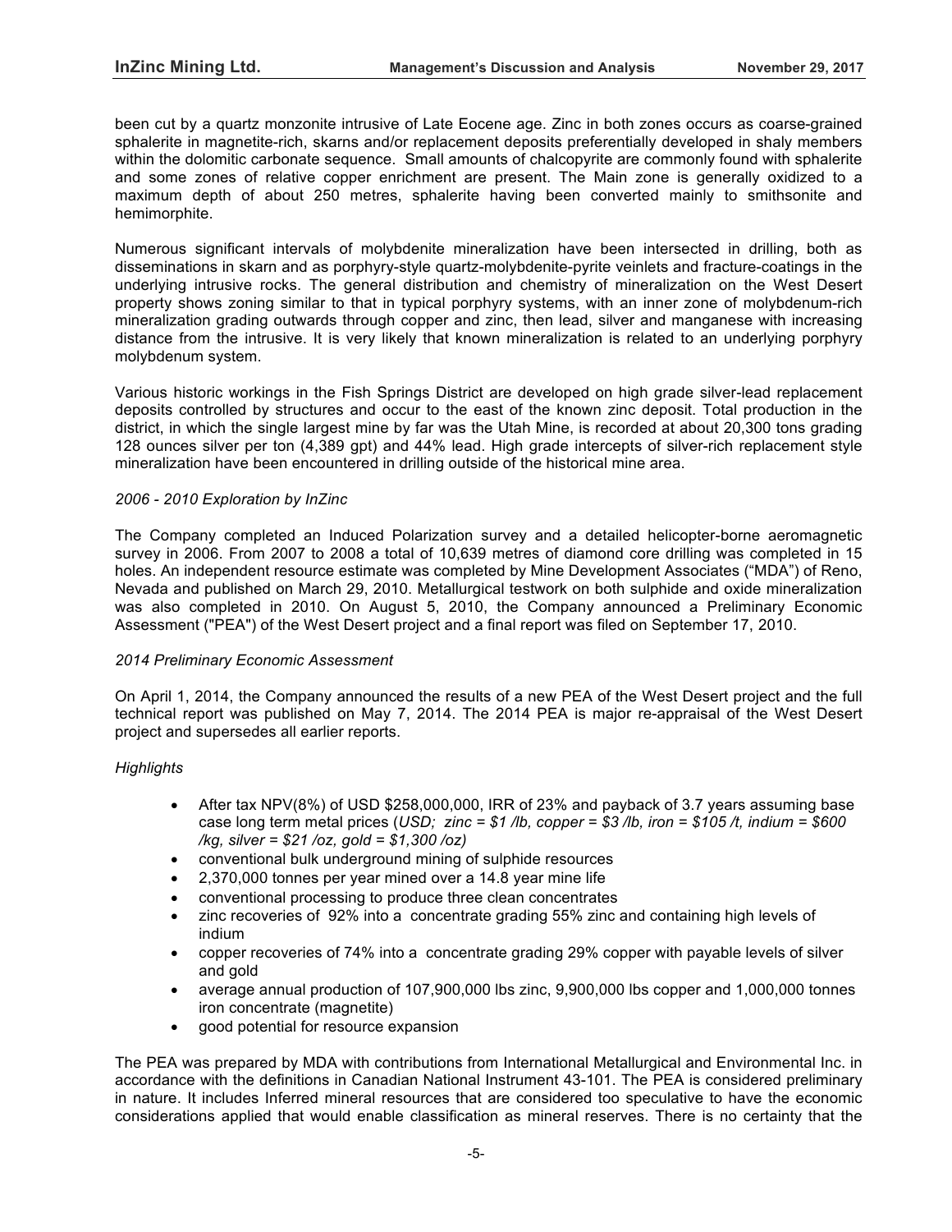been cut by a quartz monzonite intrusive of Late Eocene age. Zinc in both zones occurs as coarse-grained sphalerite in magnetite-rich, skarns and/or replacement deposits preferentially developed in shaly members within the dolomitic carbonate sequence. Small amounts of chalcopyrite are commonly found with sphalerite and some zones of relative copper enrichment are present. The Main zone is generally oxidized to a maximum depth of about 250 metres, sphalerite having been converted mainly to smithsonite and hemimorphite.

Numerous significant intervals of molybdenite mineralization have been intersected in drilling, both as disseminations in skarn and as porphyry-style quartz-molybdenite-pyrite veinlets and fracture-coatings in the underlying intrusive rocks. The general distribution and chemistry of mineralization on the West Desert property shows zoning similar to that in typical porphyry systems, with an inner zone of molybdenum-rich mineralization grading outwards through copper and zinc, then lead, silver and manganese with increasing distance from the intrusive. It is very likely that known mineralization is related to an underlying porphyry molybdenum system.

Various historic workings in the Fish Springs District are developed on high grade silver-lead replacement deposits controlled by structures and occur to the east of the known zinc deposit. Total production in the district, in which the single largest mine by far was the Utah Mine, is recorded at about 20,300 tons grading 128 ounces silver per ton (4,389 gpt) and 44% lead. High grade intercepts of silver-rich replacement style mineralization have been encountered in drilling outside of the historical mine area.

*2006 - 2010 Exploration by InZinc*

The Company completed an Induced Polarization survey and a detailed helicopter-borne aeromagnetic survey in 2006. From 2007 to 2008 a total of 10,639 metres of diamond core drilling was completed in 15 holes. An independent resource estimate was completed by Mine Development Associates ("MDA") of Reno, Nevada and published on March 29, 2010. Metallurgical testwork on both sulphide and oxide mineralization was also completed in 2010. On August 5, 2010, the Company announced a Preliminary Economic Assessment ("PEA") of the West Desert project and a final report was filed on September 17, 2010.

*2014 Preliminary Economic Assessment*

On April 1, 2014, the Company announced the results of a new PEA of the West Desert project and the full technical report was published on May 7, 2014. The 2014 PEA is major re-appraisal of the West Desert project and supersedes all earlier reports.

*Highlights*

- After tax NPV(8%) of USD $258,000,000, IRR of 23% and payback of 3.7 years assuming base case long term metal prices (*USD; zinc = $1 /lb, copper = $3 /lb, iron = $105 /t, indium = $600 /kg, silver = $21 /oz, gold = $1,300 /oz)*
- conventional bulk underground mining of sulphide resources
- 2,370,000 tonnes per year mined over a 14.8 year mine life
- conventional processing to produce three clean concentrates
- zinc recoveries of 92% into a concentrate grading 55% zinc and containing high levels of indium
- copper recoveries of 74% into a concentrate grading 29% copper with payable levels of silver and gold
- average annual production of 107,900,000 lbs zinc, 9,900,000 lbs copper and 1,000,000 tonnes iron concentrate (magnetite)
- good potential for resource expansion

The PEA was prepared by MDA with contributions from International Metallurgical and Environmental Inc. in accordance with the definitions in Canadian National Instrument 43-101. The PEA is considered preliminary in nature. It includes Inferred mineral resources that are considered too speculative to have the economic considerations applied that would enable classification as mineral reserves. There is no certainty that the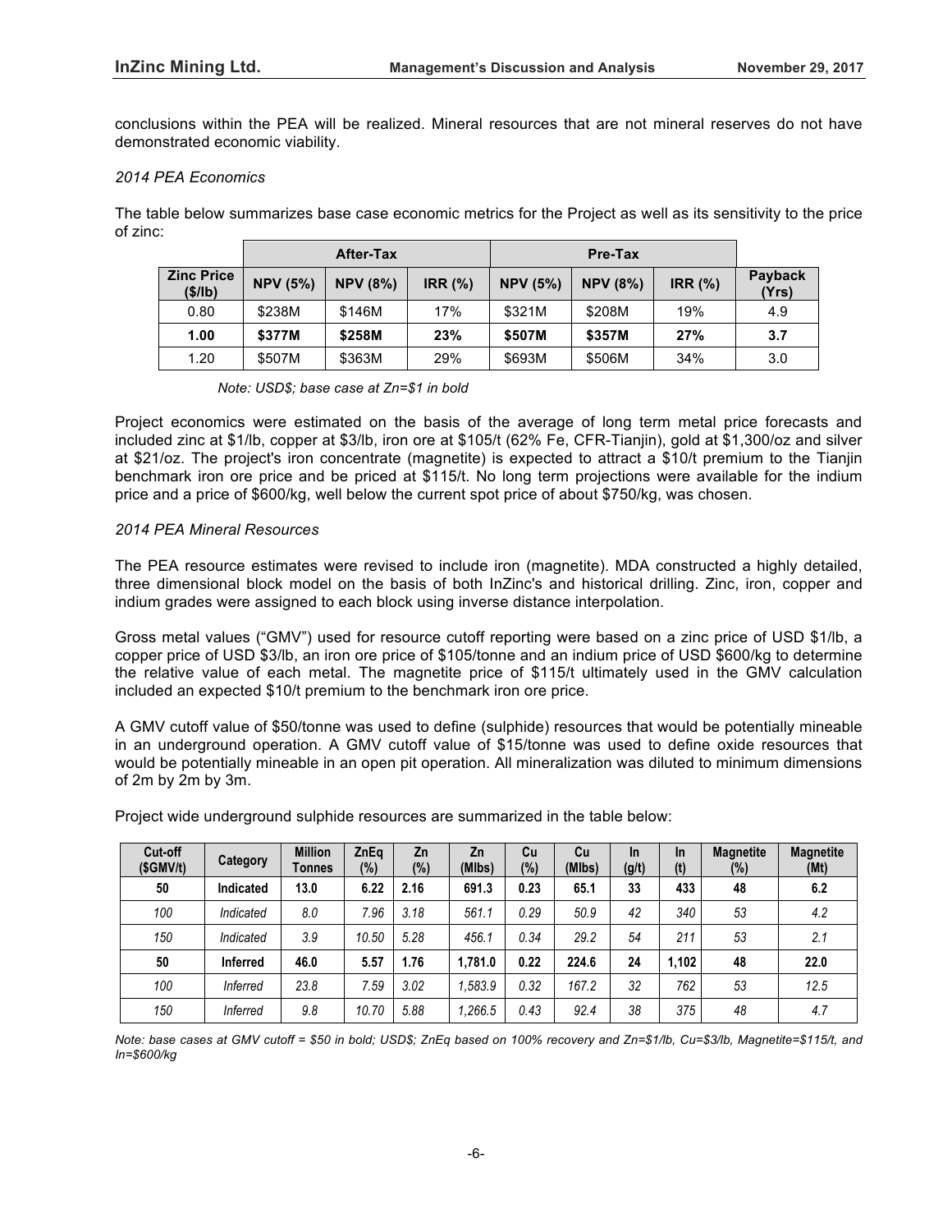conclusions within the PEA will be realized. Mineral resources that are not mineral reserves do not have demonstrated economic viability.

*2014 PEA Economics*

The table below summarizes base case economic metrics for the Project as well as its sensitivity to the price of zinc:

| | After-Tax | | | Pre-Tax | | | |
|---|---|---|---|---|---|---|---|
| **Zinc Price ($/lb)** | **NPV (5%)** | **NPV (8%)** | **IRR (%)** | **NPV (5%)** | **NPV (8%)** | **IRR (%)** | **Payback (Yrs)** |
| 0.80 | $238M | $146M | 17% | $321M | $208M | 19% | 4.9 |
| **1.00** | **$377M** | **$258M** | **23%** | **$507M** | **$357M** | **27%** | **3.7** |
| 1.20 | $507M | $363M | 29% | $693M | $506M | 34% | 3.0 |

*Note: USD$; base case at Zn=$1 in bold*

Project economics were estimated on the basis of the average of long term metal price forecasts and included zinc at $1/lb, copper at $3/lb, iron ore at $105/t (62% Fe, CFR-Tianjin), gold at $1,300/oz and silver at $21/oz. The project's iron concentrate (magnetite) is expected to attract a $10/t premium to the Tianjin benchmark iron ore price and be priced at $115/t. No long term projections were available for the indium price and a price of $600/kg, well below the current spot price of about $750/kg, was chosen.

*2014 PEA Mineral Resources*

The PEA resource estimates were revised to include iron (magnetite). MDA constructed a highly detailed, three dimensional block model on the basis of both InZinc's and historical drilling. Zinc, iron, copper and indium grades were assigned to each block using inverse distance interpolation.

Gross metal values ("GMV") used for resource cutoff reporting were based on a zinc price of USD $1/lb, a copper price of USD $3/lb, an iron ore price of $105/tonne and an indium price of USD $600/kg to determine the relative value of each metal. The magnetite price of $115/t ultimately used in the GMV calculation included an expected $10/t premium to the benchmark iron ore price.

A GMV cutoff value of $50/tonne was used to define (sulphide) resources that would be potentially mineable in an underground operation. A GMV cutoff value of $15/tonne was used to define oxide resources that would be potentially mineable in an open pit operation. All mineralization was diluted to minimum dimensions of 2m by 2m by 3m.

Project wide underground sulphide resources are summarized in the table below:

| Cut-off ($GMV/t) | Category | Million Tonnes | ZnEq (%) | Zn (%) | Zn (Mlbs) | Cu (%) | Cu (Mlbs) | In (g/t) | In (t) | Magnetite (%) | Magnetite (Mt) |
|---|---|---|---|---|---|---|---|---|---|---|---|
| **50** | **Indicated** | **13.0** | **6.22** | **2.16** | **691.3** | **0.23** | **65.1** | **33** | **433** | **48** | **6.2** |
| *100* | *Indicated* | *8.0* | *7.96* | *3.18* | *561.1* | *0.29* | *50.9* | *42* | *340* | *53* | *4.2* |
| *150* | *Indicated* | *3.9* | *10.50* | *5.28* | *456.1* | *0.34* | *29.2* | *54* | *211* | *53* | *2.1* |
| **50** | **Inferred** | **46.0** | **5.57** | **1.76** | **1,781.0** | **0.22** | **224.6** | **24** | **1,102** | **48** | **22.0** |
| *100* | *Inferred* | *23.8* | *7.59* | *3.02* | *1,583.9* | *0.32* | *167.2* | *32* | *762* | *53* | *12.5* |
| *150* | *Inferred* | *9.8* | *10.70* | *5.88* | *1,266.5* | *0.43* | *92.4* | *38* | *375* | *48* | *4.7* |

*Note: base cases at GMV cutoff = $50 in bold; USD$; ZnEq based on 100% recovery and Zn=$1/lb, Cu=$3/lb, Magnetite=$115/t, and In=$600/kg*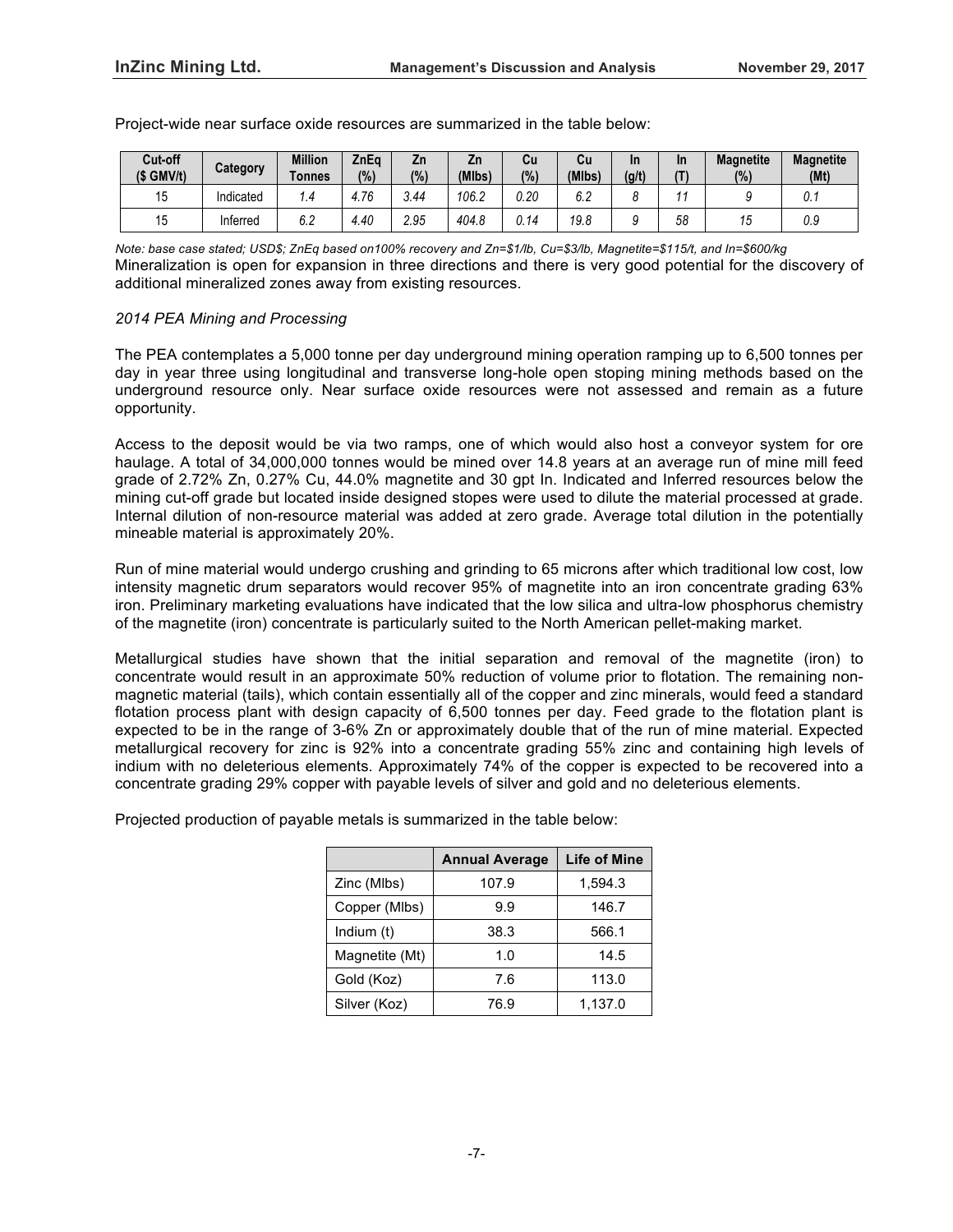Project-wide near surface oxide resources are summarized in the table below:

| Cut-off ($ GMV/t) | Category | Million Tonnes | ZnEq (%) | Zn (%) | Zn (Mlbs) | Cu (%) | Cu (Mlbs) | In (g/t) | In (T) | Magnetite (%) | Magnetite (Mt) |
|---|---|---|---|---|---|---|---|---|---|---|---|
| 15 | Indicated | *1.4* | *4.76* | *3.44* | *106.2* | *0.20* | *6.2* | *8* | *11* | *9* | *0.1* |
| 15 | Inferred | *6.2* | *4.40* | *2.95* | *404.8* | *0.14* | *19.8* | *9* | *58* | *15* | *0.9* |

*Note: base case stated; USD$; ZnEq based on100% recovery and Zn=$1/lb, Cu=$3/lb, Magnetite=$115/t, and In=$600/kg*

Mineralization is open for expansion in three directions and there is very good potential for the discovery of additional mineralized zones away from existing resources.

*2014 PEA Mining and Processing*

The PEA contemplates a 5,000 tonne per day underground mining operation ramping up to 6,500 tonnes per day in year three using longitudinal and transverse long-hole open stoping mining methods based on the underground resource only. Near surface oxide resources were not assessed and remain as a future opportunity.

Access to the deposit would be via two ramps, one of which would also host a conveyor system for ore haulage. A total of 34,000,000 tonnes would be mined over 14.8 years at an average run of mine mill feed grade of 2.72% Zn, 0.27% Cu, 44.0% magnetite and 30 gpt In. Indicated and Inferred resources below the mining cut-off grade but located inside designed stopes were used to dilute the material processed at grade. Internal dilution of non-resource material was added at zero grade. Average total dilution in the potentially mineable material is approximately 20%.

Run of mine material would undergo crushing and grinding to 65 microns after which traditional low cost, low intensity magnetic drum separators would recover 95% of magnetite into an iron concentrate grading 63% iron. Preliminary marketing evaluations have indicated that the low silica and ultra-low phosphorus chemistry of the magnetite (iron) concentrate is particularly suited to the North American pellet-making market.

Metallurgical studies have shown that the initial separation and removal of the magnetite (iron) to concentrate would result in an approximate 50% reduction of volume prior to flotation. The remaining non-magnetic material (tails), which contain essentially all of the copper and zinc minerals, would feed a standard flotation process plant with design capacity of 6,500 tonnes per day. Feed grade to the flotation plant is expected to be in the range of 3-6% Zn or approximately double that of the run of mine material. Expected metallurgical recovery for zinc is 92% into a concentrate grading 55% zinc and containing high levels of indium with no deleterious elements. Approximately 74% of the copper is expected to be recovered into a concentrate grading 29% copper with payable levels of silver and gold and no deleterious elements.

Projected production of payable metals is summarized in the table below:

| | Annual Average | Life of Mine |
|---|---|---|
| Zinc (Mlbs) | 107.9 | 1,594.3 |
| Copper (Mlbs) | 9.9 | 146.7 |
| Indium (t) | 38.3 | 566.1 |
| Magnetite (Mt) | 1.0 | 14.5 |
| Gold (Koz) | 7.6 | 113.0 |
| Silver (Koz) | 76.9 | 1,137.0 |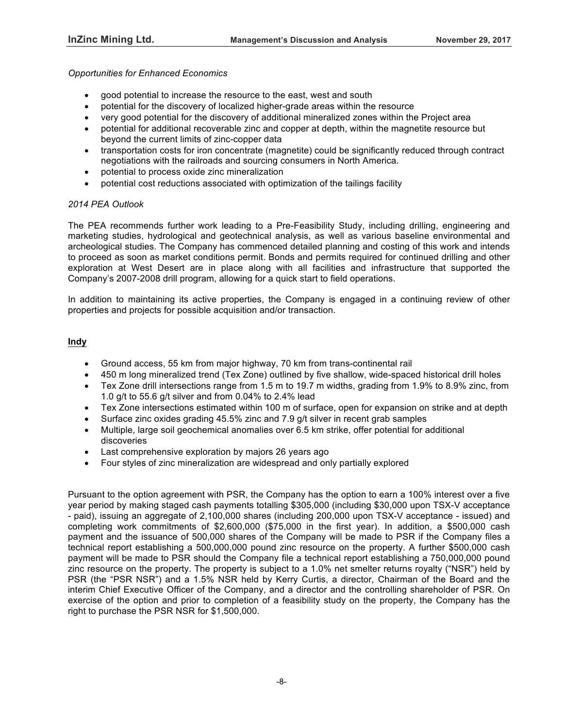*Opportunities for Enhanced Economics*

- good potential to increase the resource to the east, west and south
- potential for the discovery of localized higher-grade areas within the resource
- very good potential for the discovery of additional mineralized zones within the Project area
- potential for additional recoverable zinc and copper at depth, within the magnetite resource but beyond the current limits of zinc-copper data
- transportation costs for iron concentrate (magnetite) could be significantly reduced through contract negotiations with the railroads and sourcing consumers in North America.
- potential to process oxide zinc mineralization
- potential cost reductions associated with optimization of the tailings facility

*2014 PEA Outlook*

The PEA recommends further work leading to a Pre-Feasibility Study, including drilling, engineering and marketing studies, hydrological and geotechnical analysis, as well as various baseline environmental and archeological studies. The Company has commenced detailed planning and costing of this work and intends to proceed as soon as market conditions permit. Bonds and permits required for continued drilling and other exploration at West Desert are in place along with all facilities and infrastructure that supported the Company's 2007-2008 drill program, allowing for a quick start to field operations.

In addition to maintaining its active properties, the Company is engaged in a continuing review of other properties and projects for possible acquisition and/or transaction.

**Indy**

- Ground access, 55 km from major highway, 70 km from trans-continental rail
- 450 m long mineralized trend (Tex Zone) outlined by five shallow, wide-spaced historical drill holes
- Tex Zone drill intersections range from 1.5 m to 19.7 m widths, grading from 1.9% to 8.9% zinc, from 1.0 g/t to 55.6 g/t silver and from 0.04% to 2.4% lead
- Tex Zone intersections estimated within 100 m of surface, open for expansion on strike and at depth
- Surface zinc oxides grading 45.5% zinc and 7.9 g/t silver in recent grab samples
- Multiple, large soil geochemical anomalies over 6.5 km strike, offer potential for additional discoveries
- Last comprehensive exploration by majors 26 years ago
- Four styles of zinc mineralization are widespread and only partially explored

Pursuant to the option agreement with PSR, the Company has the option to earn a 100% interest over a five year period by making staged cash payments totalling $305,000 (including $30,000 upon TSX-V acceptance - paid), issuing an aggregate of 2,100,000 shares (including 200,000 upon TSX-V acceptance - issued) and completing work commitments of $2,600,000 ($75,000 in the first year). In addition, a $500,000 cash payment and the issuance of 500,000 shares of the Company will be made to PSR if the Company files a technical report establishing a 500,000,000 pound zinc resource on the property. A further $500,000 cash payment will be made to PSR should the Company file a technical report establishing a 750,000,000 pound zinc resource on the property. The property is subject to a 1.0% net smelter returns royalty ("NSR") held by PSR (the "PSR NSR") and a 1.5% NSR held by Kerry Curtis, a director, Chairman of the Board and the interim Chief Executive Officer of the Company, and a director and the controlling shareholder of PSR. On exercise of the option and prior to completion of a feasibility study on the property, the Company has the right to purchase the PSR NSR for $1,500,000.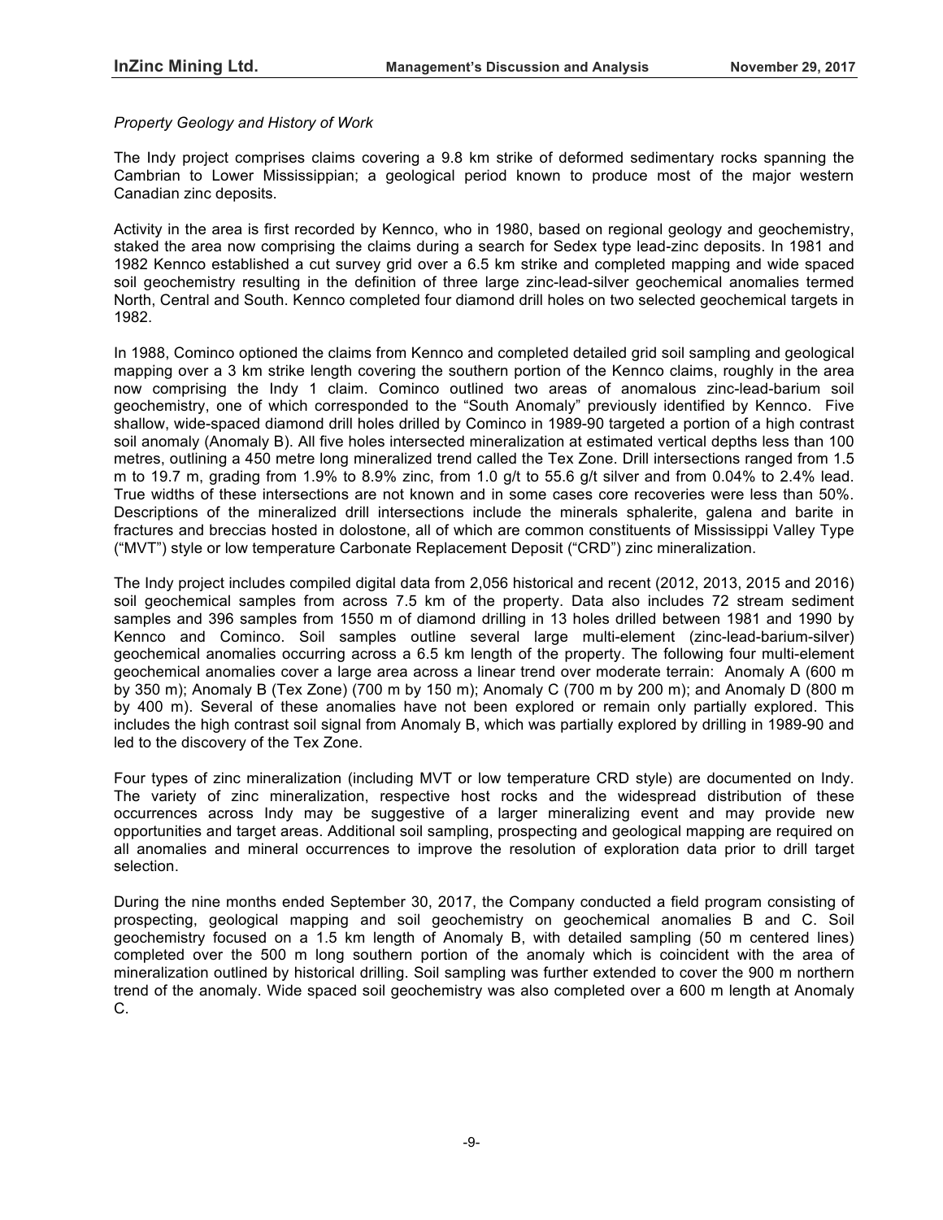*Property Geology and History of Work*

The Indy project comprises claims covering a 9.8 km strike of deformed sedimentary rocks spanning the Cambrian to Lower Mississippian; a geological period known to produce most of the major western Canadian zinc deposits.

Activity in the area is first recorded by Kennco, who in 1980, based on regional geology and geochemistry, staked the area now comprising the claims during a search for Sedex type lead-zinc deposits. In 1981 and 1982 Kennco established a cut survey grid over a 6.5 km strike and completed mapping and wide spaced soil geochemistry resulting in the definition of three large zinc-lead-silver geochemical anomalies termed North, Central and South. Kennco completed four diamond drill holes on two selected geochemical targets in 1982.

In 1988, Cominco optioned the claims from Kennco and completed detailed grid soil sampling and geological mapping over a 3 km strike length covering the southern portion of the Kennco claims, roughly in the area now comprising the Indy 1 claim. Cominco outlined two areas of anomalous zinc-lead-barium soil geochemistry, one of which corresponded to the "South Anomaly" previously identified by Kennco. Five shallow, wide-spaced diamond drill holes drilled by Cominco in 1989-90 targeted a portion of a high contrast soil anomaly (Anomaly B). All five holes intersected mineralization at estimated vertical depths less than 100 metres, outlining a 450 metre long mineralized trend called the Tex Zone. Drill intersections ranged from 1.5 m to 19.7 m, grading from 1.9% to 8.9% zinc, from 1.0 g/t to 55.6 g/t silver and from 0.04% to 2.4% lead. True widths of these intersections are not known and in some cases core recoveries were less than 50%. Descriptions of the mineralized drill intersections include the minerals sphalerite, galena and barite in fractures and breccias hosted in dolostone, all of which are common constituents of Mississippi Valley Type ("MVT") style or low temperature Carbonate Replacement Deposit ("CRD") zinc mineralization.

The Indy project includes compiled digital data from 2,056 historical and recent (2012, 2013, 2015 and 2016) soil geochemical samples from across 7.5 km of the property. Data also includes 72 stream sediment samples and 396 samples from 1550 m of diamond drilling in 13 holes drilled between 1981 and 1990 by Kennco and Cominco. Soil samples outline several large multi-element (zinc-lead-barium-silver) geochemical anomalies occurring across a 6.5 km length of the property. The following four multi-element geochemical anomalies cover a large area across a linear trend over moderate terrain: Anomaly A (600 m by 350 m); Anomaly B (Tex Zone) (700 m by 150 m); Anomaly C (700 m by 200 m); and Anomaly D (800 m by 400 m). Several of these anomalies have not been explored or remain only partially explored. This includes the high contrast soil signal from Anomaly B, which was partially explored by drilling in 1989-90 and led to the discovery of the Tex Zone.

Four types of zinc mineralization (including MVT or low temperature CRD style) are documented on Indy. The variety of zinc mineralization, respective host rocks and the widespread distribution of these occurrences across Indy may be suggestive of a larger mineralizing event and may provide new opportunities and target areas. Additional soil sampling, prospecting and geological mapping are required on all anomalies and mineral occurrences to improve the resolution of exploration data prior to drill target selection.

During the nine months ended September 30, 2017, the Company conducted a field program consisting of prospecting, geological mapping and soil geochemistry on geochemical anomalies B and C. Soil geochemistry focused on a 1.5 km length of Anomaly B, with detailed sampling (50 m centered lines) completed over the 500 m long southern portion of the anomaly which is coincident with the area of mineralization outlined by historical drilling. Soil sampling was further extended to cover the 900 m northern trend of the anomaly. Wide spaced soil geochemistry was also completed over a 600 m length at Anomaly C.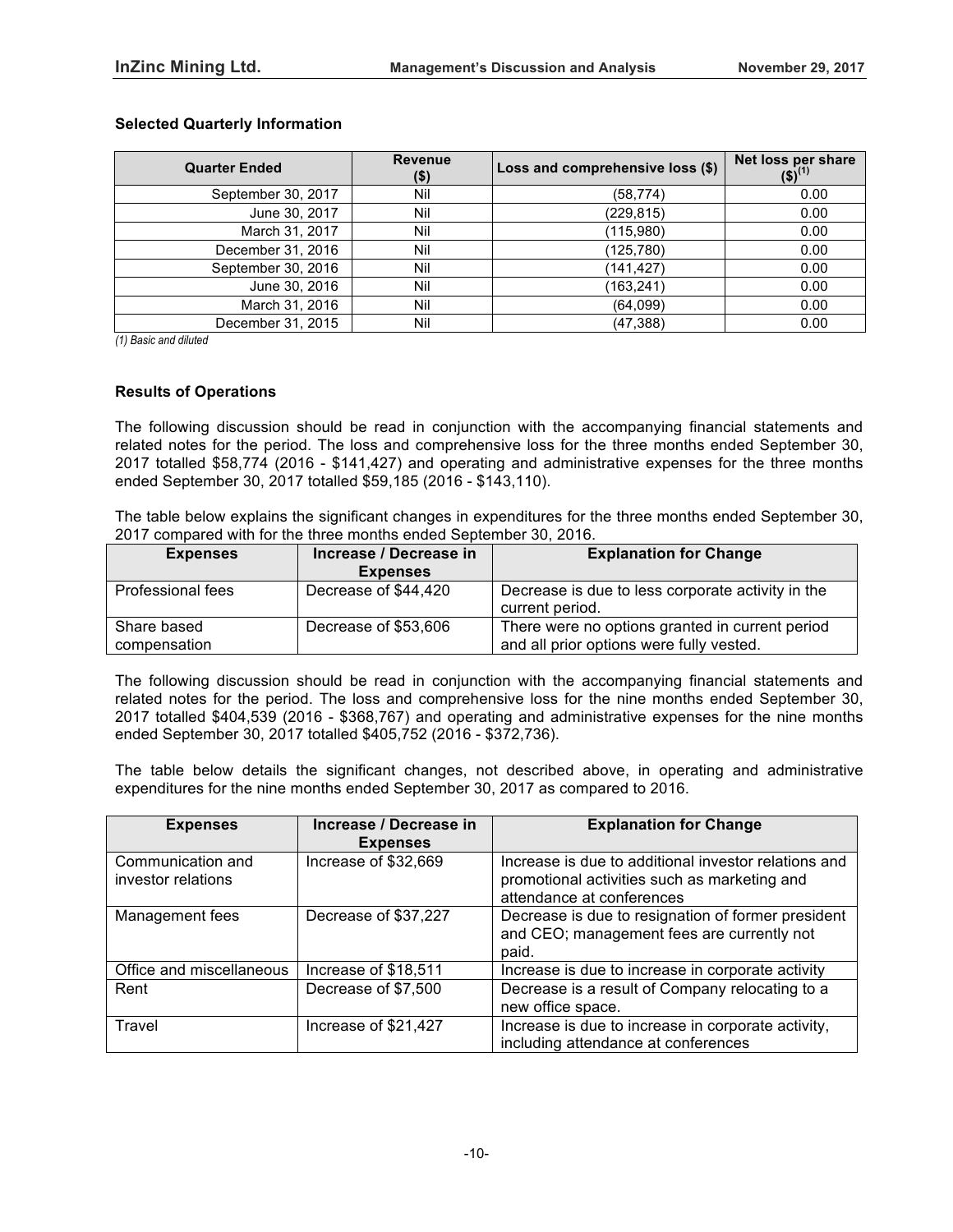### Selected Quarterly Information

| Quarter Ended | Revenue ($) | Loss and comprehensive loss ($) | Net loss per share ($)[(1)] |
|---|---|---|---|
| September 30, 2017 | Nil | (58,774) | 0.00 |
| June 30, 2017 | Nil | (229,815) | 0.00 |
| March 31, 2017 | Nil | (115,980) | 0.00 |
| December 31, 2016 | Nil | (125,780) | 0.00 |
| September 30, 2016 | Nil | (141,427) | 0.00 |
| June 30, 2016 | Nil | (163,241) | 0.00 |
| March 31, 2016 | Nil | (64,099) | 0.00 |
| December 31, 2015 | Nil | (47,388) | 0.00 |

*(1) Basic and diluted*

### Results of Operations

The following discussion should be read in conjunction with the accompanying financial statements and related notes for the period. The loss and comprehensive loss for the three months ended September 30, 2017 totalled $58,774 (2016 - $141,427) and operating and administrative expenses for the three months ended September 30, 2017 totalled $59,185 (2016 - $143,110).

The table below explains the significant changes in expenditures for the three months ended September 30, 2017 compared with for the three months ended September 30, 2016.

| Expenses | Increase / Decrease in Expenses | Explanation for Change |
|---|---|---|
| Professional fees | Decrease of $44,420 | Decrease is due to less corporate activity in the current period. |
| Share based compensation | Decrease of $53,606 | There were no options granted in current period and all prior options were fully vested. |

The following discussion should be read in conjunction with the accompanying financial statements and related notes for the period. The loss and comprehensive loss for the nine months ended September 30, 2017 totalled $404,539 (2016 - $368,767) and operating and administrative expenses for the nine months ended September 30, 2017 totalled $405,752 (2016 - $372,736).

The table below details the significant changes, not described above, in operating and administrative expenditures for the nine months ended September 30, 2017 as compared to 2016.

| Expenses | Increase / Decrease in Expenses | Explanation for Change |
|---|---|---|
| Communication and investor relations | Increase of $32,669 | Increase is due to additional investor relations and promotional activities such as marketing and attendance at conferences |
| Management fees | Decrease of $37,227 | Decrease is due to resignation of former president and CEO; management fees are currently not paid. |
| Office and miscellaneous | Increase of $18,511 | Increase is due to increase in corporate activity |
| Rent | Decrease of $7,500 | Decrease is a result of Company relocating to a new office space. |
| Travel | Increase of $21,427 | Increase is due to increase in corporate activity, including attendance at conferences |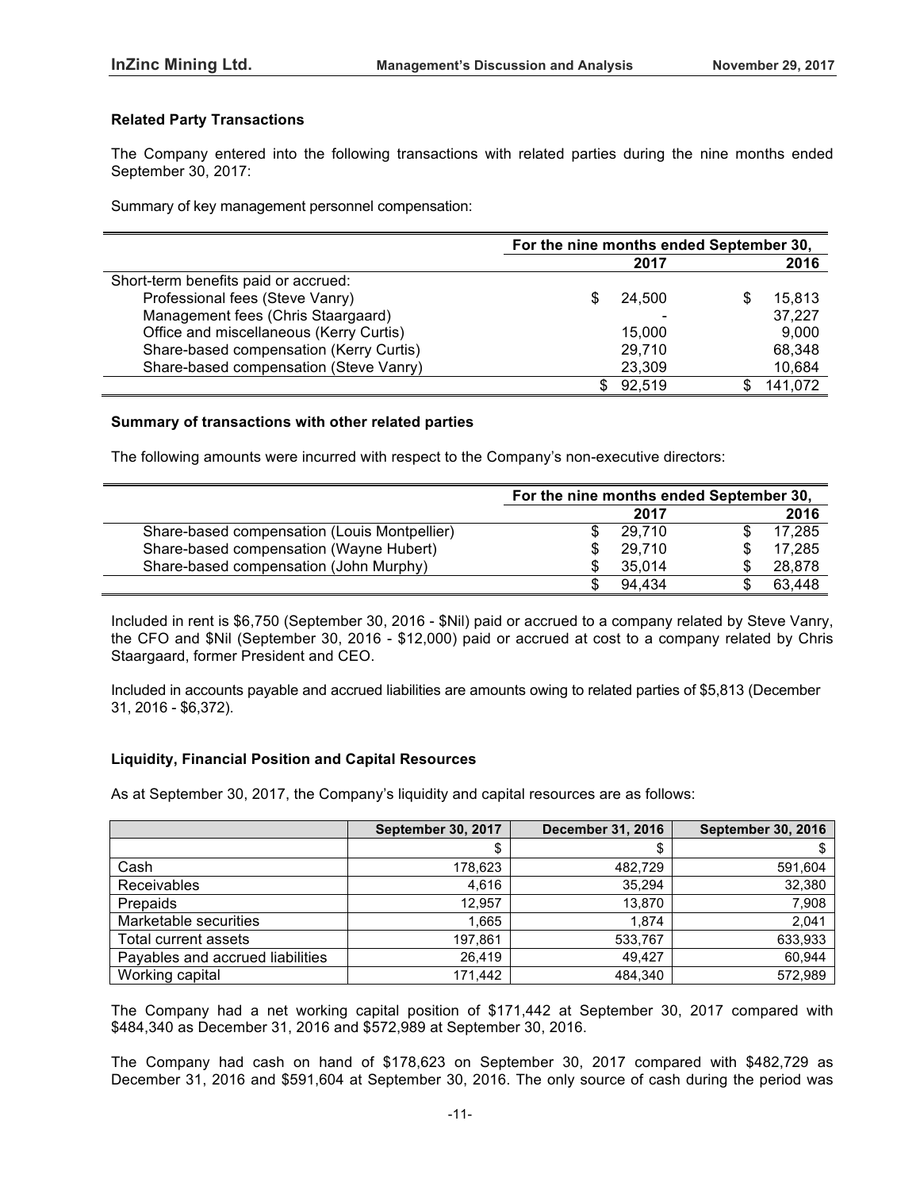### Related Party Transactions

The Company entered into the following transactions with related parties during the nine months ended September 30, 2017:

Summary of key management personnel compensation:

| | For the nine months ended September 30, | |
|---|---|---|
| | 2017 | 2016 |
| Short-term benefits paid or accrued: | | |
| Professional fees (Steve Vanry) | $ 24,500 | $ 15,813 |
| Management fees (Chris Staargaard) | - | 37,227 |
| Office and miscellaneous (Kerry Curtis) | 15,000 | 9,000 |
| Share-based compensation (Kerry Curtis) | 29,710 | 68,348 |
| Share-based compensation (Steve Vanry) | 23,309 | 10,684 |
| | $ 92,519 | $ 141,072 |

### Summary of transactions with other related parties

The following amounts were incurred with respect to the Company's non-executive directors:

| | For the nine months ended September 30, | |
|---|---|---|
| | 2017 | 2016 |
| Share-based compensation (Louis Montpellier) | $ 29,710 | $ 17,285 |
| Share-based compensation (Wayne Hubert) | $ 29,710 | $ 17,285 |
| Share-based compensation (John Murphy) | $ 35,014 | $ 28,878 |
| | $ 94,434 | $ 63,448 |

Included in rent is $6,750 (September 30, 2016 - $Nil) paid or accrued to a company related by Steve Vanry, the CFO and $Nil (September 30, 2016 - $12,000) paid or accrued at cost to a company related by Chris Staargaard, former President and CEO.

Included in accounts payable and accrued liabilities are amounts owing to related parties of $5,813 (December 31, 2016 - $6,372).

### Liquidity, Financial Position and Capital Resources

As at September 30, 2017, the Company's liquidity and capital resources are as follows:

| | September 30, 2017 | December 31, 2016 | September 30, 2016 |
|---|---|---|---|
| | $ | $ | $ |
| Cash | 178,623 | 482,729 | 591,604 |
| Receivables | 4,616 | 35,294 | 32,380 |
| Prepaids | 12,957 | 13,870 | 7,908 |
| Marketable securities | 1,665 | 1,874 | 2,041 |
| Total current assets | 197,861 | 533,767 | 633,933 |
| Payables and accrued liabilities | 26,419 | 49,427 | 60,944 |
| Working capital | 171,442 | 484,340 | 572,989 |

The Company had a net working capital position of $171,442 at September 30, 2017 compared with $484,340 as December 31, 2016 and $572,989 at September 30, 2016.

The Company had cash on hand of $178,623 on September 30, 2017 compared with $482,729 as December 31, 2016 and $591,604 at September 30, 2016. The only source of cash during the period was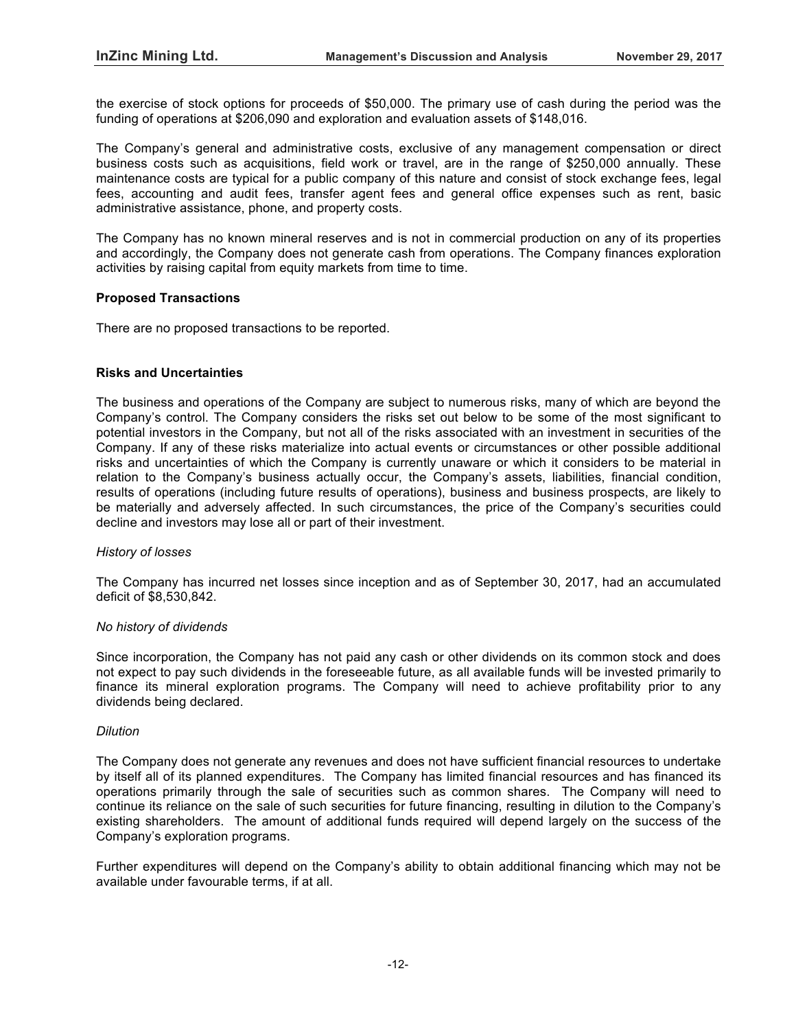the exercise of stock options for proceeds of $50,000. The primary use of cash during the period was the funding of operations at $206,090 and exploration and evaluation assets of $148,016.

The Company's general and administrative costs, exclusive of any management compensation or direct business costs such as acquisitions, field work or travel, are in the range of $250,000 annually. These maintenance costs are typical for a public company of this nature and consist of stock exchange fees, legal fees, accounting and audit fees, transfer agent fees and general office expenses such as rent, basic administrative assistance, phone, and property costs.

The Company has no known mineral reserves and is not in commercial production on any of its properties and accordingly, the Company does not generate cash from operations. The Company finances exploration activities by raising capital from equity markets from time to time.

**Proposed Transactions**

There are no proposed transactions to be reported.

**Risks and Uncertainties**

The business and operations of the Company are subject to numerous risks, many of which are beyond the Company's control. The Company considers the risks set out below to be some of the most significant to potential investors in the Company, but not all of the risks associated with an investment in securities of the Company. If any of these risks materialize into actual events or circumstances or other possible additional risks and uncertainties of which the Company is currently unaware or which it considers to be material in relation to the Company's business actually occur, the Company's assets, liabilities, financial condition, results of operations (including future results of operations), business and business prospects, are likely to be materially and adversely affected. In such circumstances, the price of the Company's securities could decline and investors may lose all or part of their investment.

*History of losses*

The Company has incurred net losses since inception and as of September 30, 2017, had an accumulated deficit of $8,530,842.

*No history of dividends*

Since incorporation, the Company has not paid any cash or other dividends on its common stock and does not expect to pay such dividends in the foreseeable future, as all available funds will be invested primarily to finance its mineral exploration programs. The Company will need to achieve profitability prior to any dividends being declared.

*Dilution*

The Company does not generate any revenues and does not have sufficient financial resources to undertake by itself all of its planned expenditures. The Company has limited financial resources and has financed its operations primarily through the sale of securities such as common shares. The Company will need to continue its reliance on the sale of such securities for future financing, resulting in dilution to the Company's existing shareholders. The amount of additional funds required will depend largely on the success of the Company's exploration programs.

Further expenditures will depend on the Company's ability to obtain additional financing which may not be available under favourable terms, if at all.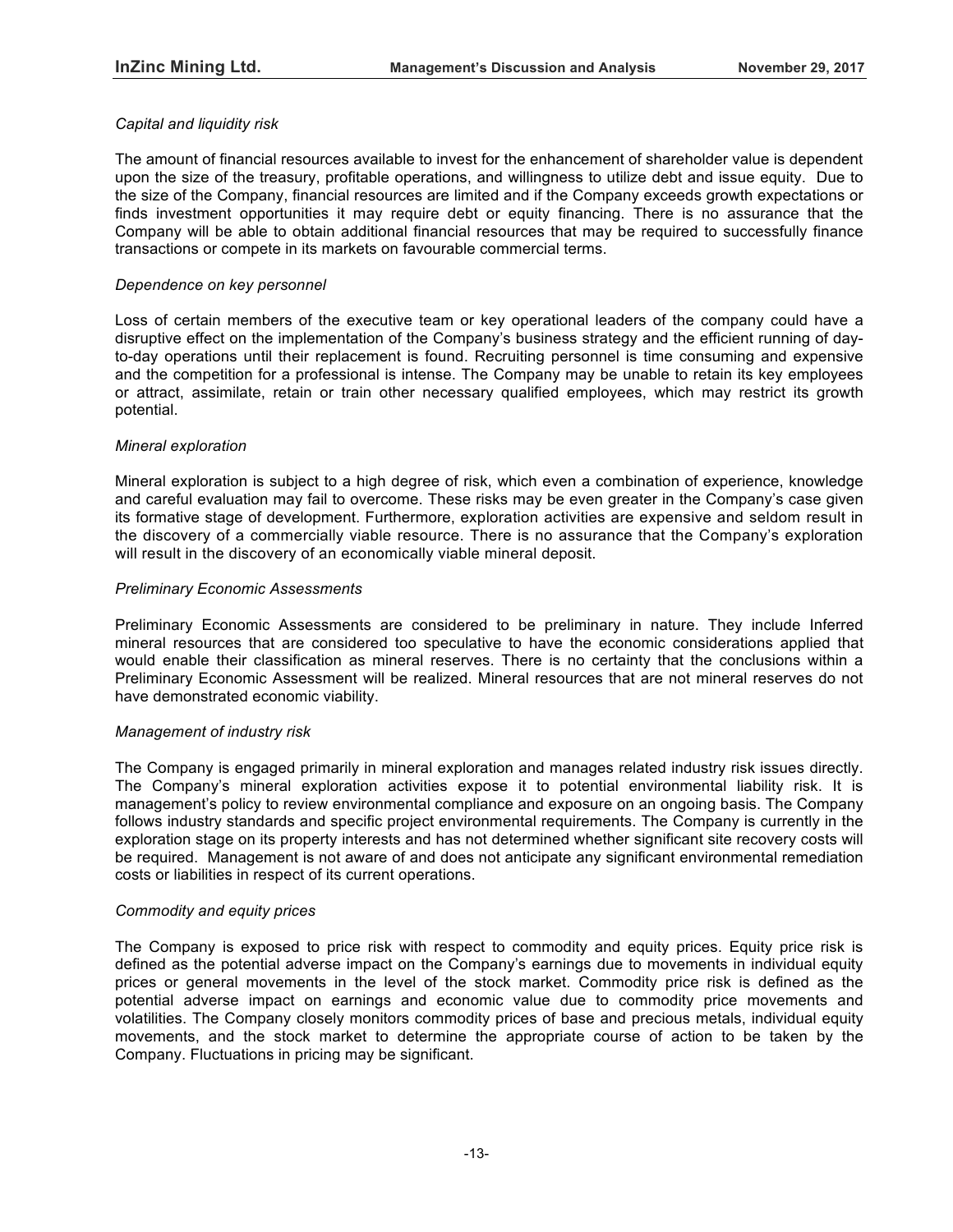*Capital and liquidity risk*

The amount of financial resources available to invest for the enhancement of shareholder value is dependent upon the size of the treasury, profitable operations, and willingness to utilize debt and issue equity. Due to the size of the Company, financial resources are limited and if the Company exceeds growth expectations or finds investment opportunities it may require debt or equity financing. There is no assurance that the Company will be able to obtain additional financial resources that may be required to successfully finance transactions or compete in its markets on favourable commercial terms.

*Dependence on key personnel*

Loss of certain members of the executive team or key operational leaders of the company could have a disruptive effect on the implementation of the Company's business strategy and the efficient running of day-to-day operations until their replacement is found. Recruiting personnel is time consuming and expensive and the competition for a professional is intense. The Company may be unable to retain its key employees or attract, assimilate, retain or train other necessary qualified employees, which may restrict its growth potential.

*Mineral exploration*

Mineral exploration is subject to a high degree of risk, which even a combination of experience, knowledge and careful evaluation may fail to overcome. These risks may be even greater in the Company's case given its formative stage of development. Furthermore, exploration activities are expensive and seldom result in the discovery of a commercially viable resource. There is no assurance that the Company's exploration will result in the discovery of an economically viable mineral deposit.

*Preliminary Economic Assessments*

Preliminary Economic Assessments are considered to be preliminary in nature. They include Inferred mineral resources that are considered too speculative to have the economic considerations applied that would enable their classification as mineral reserves. There is no certainty that the conclusions within a Preliminary Economic Assessment will be realized. Mineral resources that are not mineral reserves do not have demonstrated economic viability.

*Management of industry risk*

The Company is engaged primarily in mineral exploration and manages related industry risk issues directly. The Company's mineral exploration activities expose it to potential environmental liability risk. It is management's policy to review environmental compliance and exposure on an ongoing basis. The Company follows industry standards and specific project environmental requirements. The Company is currently in the exploration stage on its property interests and has not determined whether significant site recovery costs will be required. Management is not aware of and does not anticipate any significant environmental remediation costs or liabilities in respect of its current operations.

*Commodity and equity prices*

The Company is exposed to price risk with respect to commodity and equity prices. Equity price risk is defined as the potential adverse impact on the Company's earnings due to movements in individual equity prices or general movements in the level of the stock market. Commodity price risk is defined as the potential adverse impact on earnings and economic value due to commodity price movements and volatilities. The Company closely monitors commodity prices of base and precious metals, individual equity movements, and the stock market to determine the appropriate course of action to be taken by the Company. Fluctuations in pricing may be significant.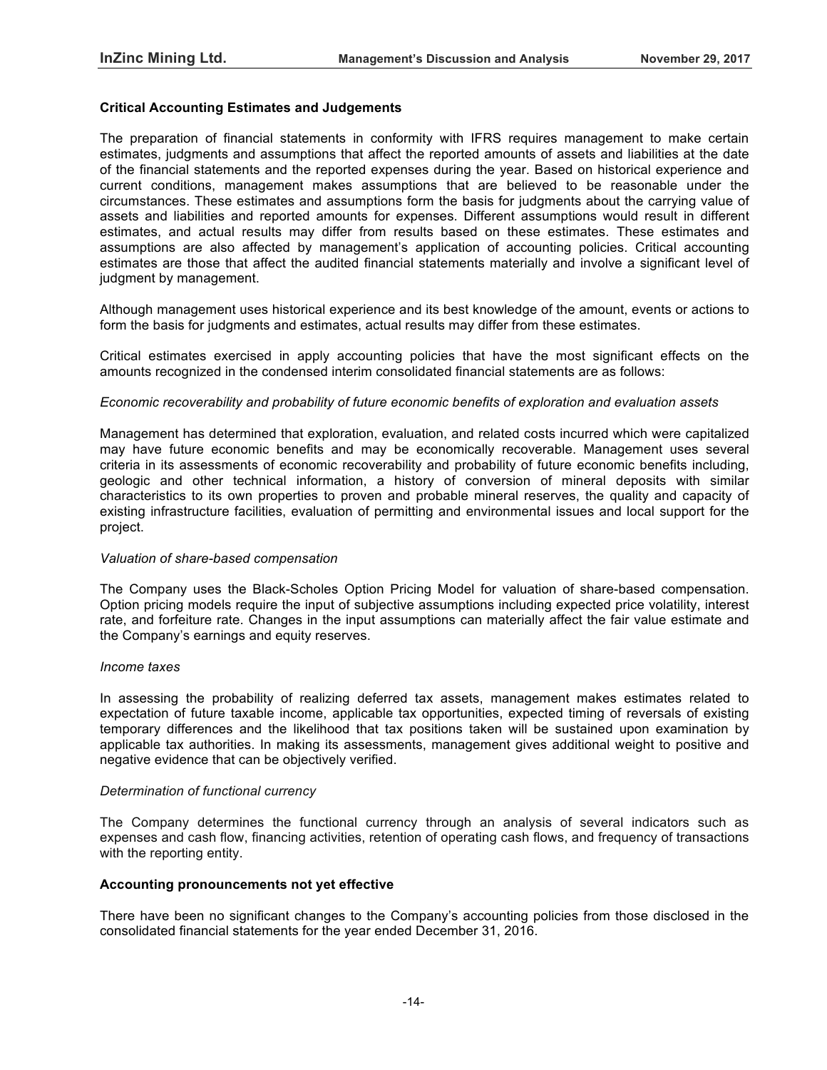### Critical Accounting Estimates and Judgements

The preparation of financial statements in conformity with IFRS requires management to make certain estimates, judgments and assumptions that affect the reported amounts of assets and liabilities at the date of the financial statements and the reported expenses during the year. Based on historical experience and current conditions, management makes assumptions that are believed to be reasonable under the circumstances. These estimates and assumptions form the basis for judgments about the carrying value of assets and liabilities and reported amounts for expenses. Different assumptions would result in different estimates, and actual results may differ from results based on these estimates. These estimates and assumptions are also affected by management's application of accounting policies. Critical accounting estimates are those that affect the audited financial statements materially and involve a significant level of judgment by management.

Although management uses historical experience and its best knowledge of the amount, events or actions to form the basis for judgments and estimates, actual results may differ from these estimates.

Critical estimates exercised in apply accounting policies that have the most significant effects on the amounts recognized in the condensed interim consolidated financial statements are as follows:

*Economic recoverability and probability of future economic benefits of exploration and evaluation assets*

Management has determined that exploration, evaluation, and related costs incurred which were capitalized may have future economic benefits and may be economically recoverable. Management uses several criteria in its assessments of economic recoverability and probability of future economic benefits including, geologic and other technical information, a history of conversion of mineral deposits with similar characteristics to its own properties to proven and probable mineral reserves, the quality and capacity of existing infrastructure facilities, evaluation of permitting and environmental issues and local support for the project.

*Valuation of share-based compensation*

The Company uses the Black-Scholes Option Pricing Model for valuation of share-based compensation. Option pricing models require the input of subjective assumptions including expected price volatility, interest rate, and forfeiture rate. Changes in the input assumptions can materially affect the fair value estimate and the Company's earnings and equity reserves.

*Income taxes*

In assessing the probability of realizing deferred tax assets, management makes estimates related to expectation of future taxable income, applicable tax opportunities, expected timing of reversals of existing temporary differences and the likelihood that tax positions taken will be sustained upon examination by applicable tax authorities. In making its assessments, management gives additional weight to positive and negative evidence that can be objectively verified.

*Determination of functional currency*

The Company determines the functional currency through an analysis of several indicators such as expenses and cash flow, financing activities, retention of operating cash flows, and frequency of transactions with the reporting entity.

### Accounting pronouncements not yet effective

There have been no significant changes to the Company's accounting policies from those disclosed in the consolidated financial statements for the year ended December 31, 2016.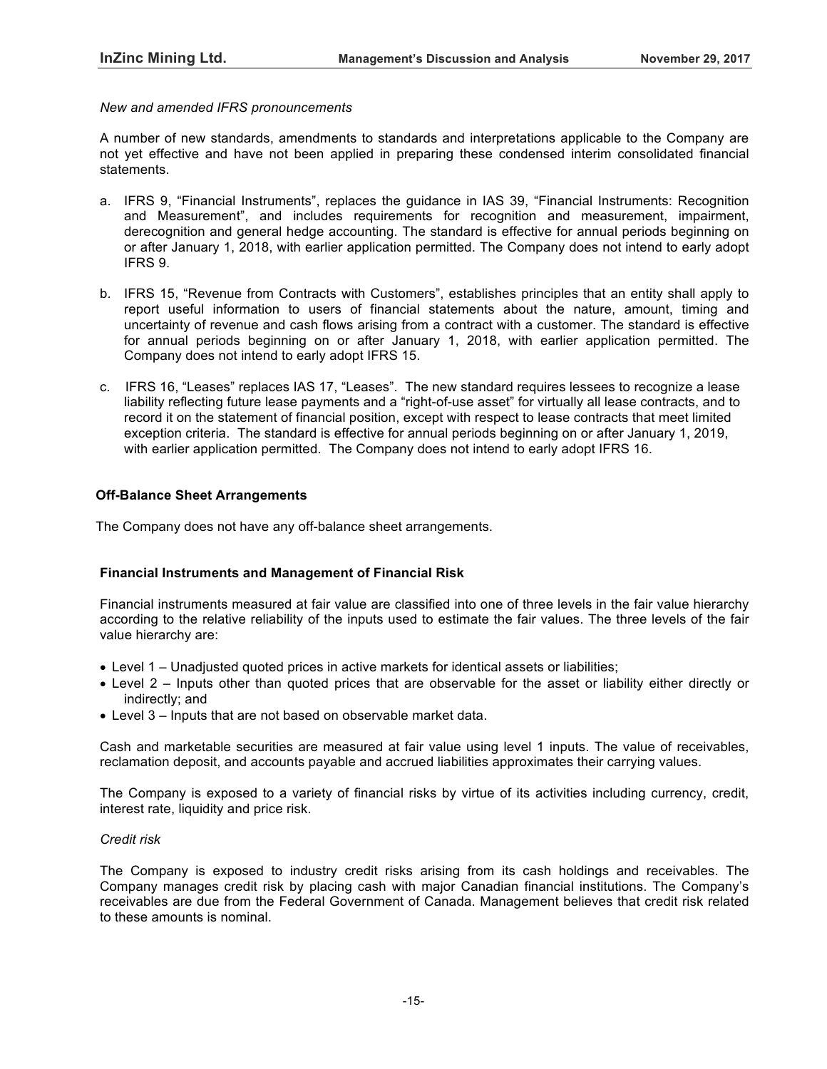*New and amended IFRS pronouncements*

A number of new standards, amendments to standards and interpretations applicable to the Company are not yet effective and have not been applied in preparing these condensed interim consolidated financial statements.

a. IFRS 9, "Financial Instruments", replaces the guidance in IAS 39, "Financial Instruments: Recognition and Measurement", and includes requirements for recognition and measurement, impairment, derecognition and general hedge accounting. The standard is effective for annual periods beginning on or after January 1, 2018, with earlier application permitted. The Company does not intend to early adopt IFRS 9.

b. IFRS 15, "Revenue from Contracts with Customers", establishes principles that an entity shall apply to report useful information to users of financial statements about the nature, amount, timing and uncertainty of revenue and cash flows arising from a contract with a customer. The standard is effective for annual periods beginning on or after January 1, 2018, with earlier application permitted. The Company does not intend to early adopt IFRS 15.

c. IFRS 16, "Leases" replaces IAS 17, "Leases". The new standard requires lessees to recognize a lease liability reflecting future lease payments and a "right-of-use asset" for virtually all lease contracts, and to record it on the statement of financial position, except with respect to lease contracts that meet limited exception criteria. The standard is effective for annual periods beginning on or after January 1, 2019, with earlier application permitted. The Company does not intend to early adopt IFRS 16.

## Off-Balance Sheet Arrangements

The Company does not have any off-balance sheet arrangements.

## Financial Instruments and Management of Financial Risk

Financial instruments measured at fair value are classified into one of three levels in the fair value hierarchy according to the relative reliability of the inputs used to estimate the fair values. The three levels of the fair value hierarchy are:

- Level 1 – Unadjusted quoted prices in active markets for identical assets or liabilities;
- Level 2 – Inputs other than quoted prices that are observable for the asset or liability either directly or indirectly; and
- Level 3 – Inputs that are not based on observable market data.

Cash and marketable securities are measured at fair value using level 1 inputs. The value of receivables, reclamation deposit, and accounts payable and accrued liabilities approximates their carrying values.

The Company is exposed to a variety of financial risks by virtue of its activities including currency, credit, interest rate, liquidity and price risk.

*Credit risk*

The Company is exposed to industry credit risks arising from its cash holdings and receivables. The Company manages credit risk by placing cash with major Canadian financial institutions. The Company's receivables are due from the Federal Government of Canada. Management believes that credit risk related to these amounts is nominal.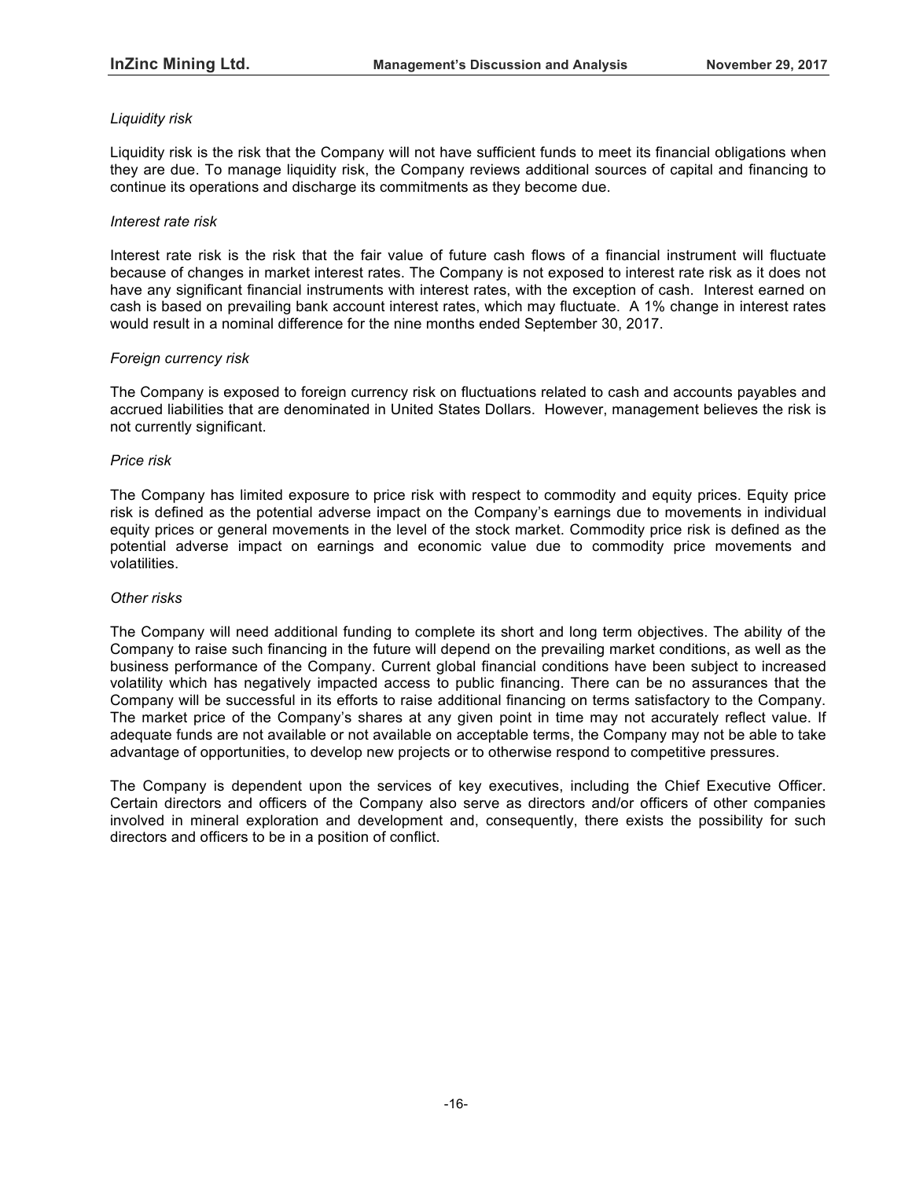*Liquidity risk*

Liquidity risk is the risk that the Company will not have sufficient funds to meet its financial obligations when they are due. To manage liquidity risk, the Company reviews additional sources of capital and financing to continue its operations and discharge its commitments as they become due.

*Interest rate risk*

Interest rate risk is the risk that the fair value of future cash flows of a financial instrument will fluctuate because of changes in market interest rates. The Company is not exposed to interest rate risk as it does not have any significant financial instruments with interest rates, with the exception of cash. Interest earned on cash is based on prevailing bank account interest rates, which may fluctuate. A 1% change in interest rates would result in a nominal difference for the nine months ended September 30, 2017.

*Foreign currency risk*

The Company is exposed to foreign currency risk on fluctuations related to cash and accounts payables and accrued liabilities that are denominated in United States Dollars. However, management believes the risk is not currently significant.

*Price risk*

The Company has limited exposure to price risk with respect to commodity and equity prices. Equity price risk is defined as the potential adverse impact on the Company's earnings due to movements in individual equity prices or general movements in the level of the stock market. Commodity price risk is defined as the potential adverse impact on earnings and economic value due to commodity price movements and volatilities.

*Other risks*

The Company will need additional funding to complete its short and long term objectives. The ability of the Company to raise such financing in the future will depend on the prevailing market conditions, as well as the business performance of the Company. Current global financial conditions have been subject to increased volatility which has negatively impacted access to public financing. There can be no assurances that the Company will be successful in its efforts to raise additional financing on terms satisfactory to the Company. The market price of the Company's shares at any given point in time may not accurately reflect value. If adequate funds are not available or not available on acceptable terms, the Company may not be able to take advantage of opportunities, to develop new projects or to otherwise respond to competitive pressures.

The Company is dependent upon the services of key executives, including the Chief Executive Officer. Certain directors and officers of the Company also serve as directors and/or officers of other companies involved in mineral exploration and development and, consequently, there exists the possibility for such directors and officers to be in a position of conflict.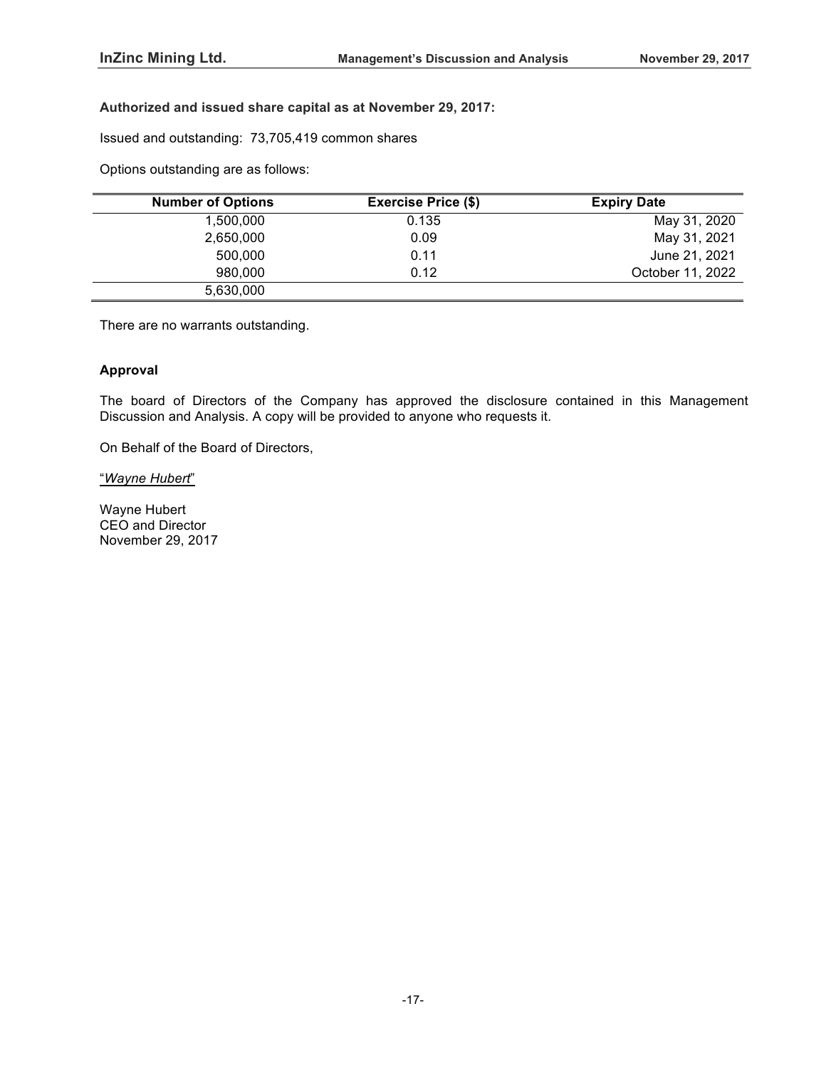**Authorized and issued share capital as at November 29, 2017:**

Issued and outstanding: 73,705,419 common shares

Options outstanding are as follows:

| Number of Options | Exercise Price ($) | Expiry Date |
|---|---|---|
| 1,500,000 | 0.135 | May 31, 2020 |
| 2,650,000 | 0.09 | May 31, 2021 |
| 500,000 | 0.11 | June 21, 2021 |
| 980,000 | 0.12 | October 11, 2022 |
| 5,630,000 | | |

There are no warrants outstanding.

**Approval**

The board of Directors of the Company has approved the disclosure contained in this Management Discussion and Analysis. A copy will be provided to anyone who requests it.

On Behalf of the Board of Directors,

"*Wayne Hubert*"

Wayne Hubert
CEO and Director
November 29, 2017